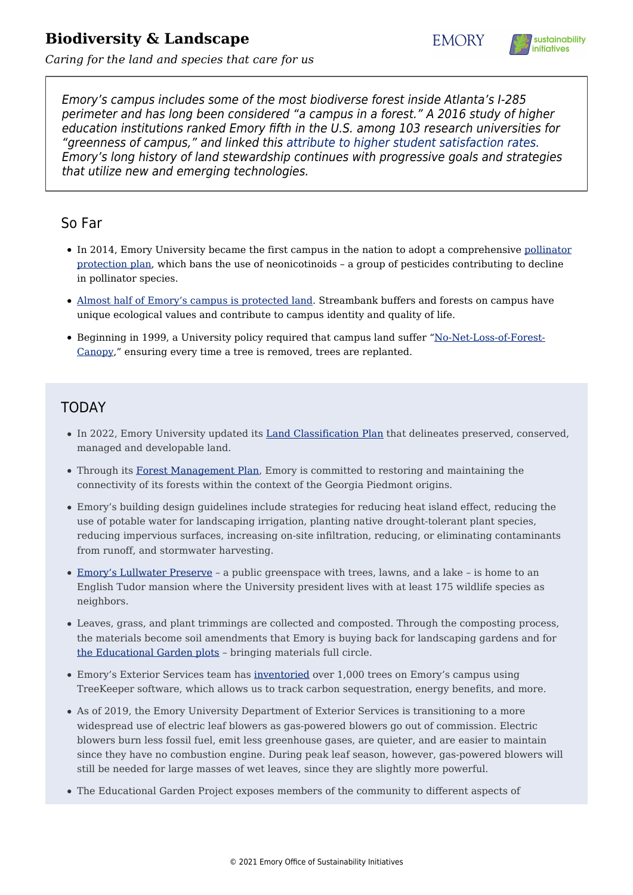# Biodiversity & Landscape

*Caring for the land and species that care for us*

*Emory's campus includes some of the most biodiverse forest inside Atlanta's I-285 perimeter and has long been considered "a campus in a forest." A 2016 study of higher education institutions ranked Emory fifth in the U.S. among 103 research universities for "greenness of campus," and linked this attribute to higher student satisfaction rates. Emory's long history of land stewardship continues with progressive goals and strategies that utilize new and emerging technologies.*

## So Far

- In 2014, Emory University became the first campus in the nation to adopt a comprehensive pollinator protection plan, which bans the use of neonicotinoids – a group of pesticides contributing to decline in pollinator species.
- Almost half of Emory's campus is protected land. Streambank buffers and forests on campus have unique ecological values and contribute to campus identity and quality of life.
- Beginning in 1999, a University policy required that campus land suffer "No-Net-Loss-of-Forest-Canopy," ensuring every time a tree is removed, trees are replanted.

## TODAY

- In 2022, Emory University updated its Land Classification Plan that delineates preserved, conserved, managed and developable land.
- Through its Forest Management Plan, Emory is committed to restoring and maintaining the connectivity of its forests within the context of the Georgia Piedmont origins.
- Emory's building design guidelines include strategies for reducing heat island effect, reducing the use of potable water for landscaping irrigation, planting native drought-tolerant plant species, reducing impervious surfaces, increasing on-site infiltration, reducing, or eliminating contaminants from runoff, and stormwater harvesting.
- Emory's Lullwater Preserve – a public greenspace with trees, lawns, and a lake – is home to an English Tudor mansion where the University president lives with at least 175 wildlife species as neighbors.
- Leaves, grass, and plant trimmings are collected and composted. Through the composting process, the materials become soil amendments that Emory is buying back for landscaping gardens and for the Educational Garden plots – bringing materials full circle.
- Emory's Exterior Services team has inventoried over 1,000 trees on Emory's campus using TreeKeeper software, which allows us to track carbon sequestration, energy benefits, and more.
- As of 2019, the Emory University Department of Exterior Services is transitioning to a more widespread use of electric leaf blowers as gas-powered blowers go out of commission. Electric blowers burn less fossil fuel, emit less greenhouse gases, are quieter, and are easier to maintain since they have no combustion engine. During peak leaf season, however, gas-powered blowers will still be needed for large masses of wet leaves, since they are slightly more powerful.
- The Educational Garden Project exposes members of the community to different aspects of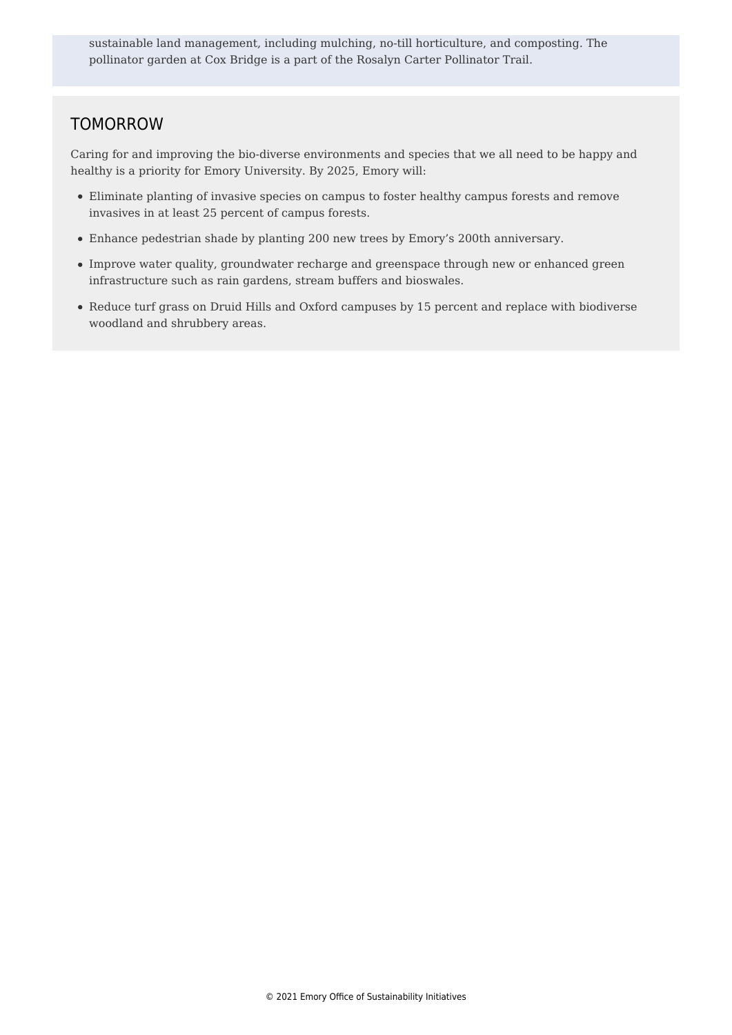sustainable land management, including mulching, no-till horticulture, and composting. The pollinator garden at Cox Bridge is a part of the Rosalyn Carter Pollinator Trail.

## TOMORROW

Caring for and improving the bio-diverse environments and species that we all need to be happy and healthy is a priority for Emory University. By 2025, Emory will:

- Eliminate planting of invasive species on campus to foster healthy campus forests and remove invasives in at least 25 percent of campus forests.
- Enhance pedestrian shade by planting 200 new trees by Emory's 200th anniversary.
- Improve water quality, groundwater recharge and greenspace through new or enhanced green infrastructure such as rain gardens, stream buffers and bioswales.
- Reduce turf grass on Druid Hills and Oxford campuses by 15 percent and replace with biodiverse woodland and shrubbery areas.

© 2021 Emory Office of Sustainability Initiatives